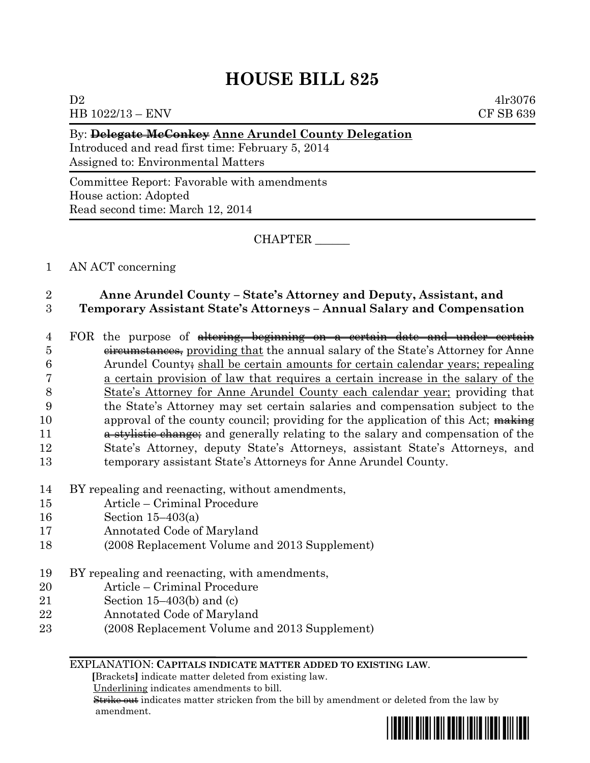# HOUSE BILL 825

D2 4lr3076
HB 1022/13 – ENV CF SB 639

By: ~~Delegate McConkey~~ Anne Arundel County Delegation
Introduced and read first time: February 5, 2014
Assigned to: Environmental Matters

Committee Report: Favorable with amendments
House action: Adopted
Read second time: March 12, 2014

CHAPTER ______

1 AN ACT concerning

2 **Anne Arundel County – State's Attorney and Deputy, Assistant, and**
3 **Temporary Assistant State's Attorneys – Annual Salary and Compensation**

4 FOR the purpose of ~~altering, beginning on a certain date and under certain~~
5 ~~circumstances,~~ providing that the annual salary of the State's Attorney for Anne
6 Arundel County~~;~~ shall be certain amounts for certain calendar years; repealing
7 a certain provision of law that requires a certain increase in the salary of the
8 State's Attorney for Anne Arundel County each calendar year; providing that
9 the State's Attorney may set certain salaries and compensation subject to the
10 approval of the county council; providing for the application of this Act; ~~making~~
11 ~~a stylistic change;~~ and generally relating to the salary and compensation of the
12 State's Attorney, deputy State's Attorneys, assistant State's Attorneys, and
13 temporary assistant State's Attorneys for Anne Arundel County.

14 BY repealing and reenacting, without amendments,
15 Article – Criminal Procedure
16 Section 15–403(a)
17 Annotated Code of Maryland
18 (2008 Replacement Volume and 2013 Supplement)

19 BY repealing and reenacting, with amendments,
20 Article – Criminal Procedure
21 Section 15–403(b) and (c)
22 Annotated Code of Maryland
23 (2008 Replacement Volume and 2013 Supplement)

EXPLANATION: **CAPITALS INDICATE MATTER ADDED TO EXISTING LAW.**
**[**Brackets**]** indicate matter deleted from existing law.
Underlining indicates amendments to bill.
~~Strike out~~ indicates matter stricken from the bill by amendment or deleted from the law by amendment.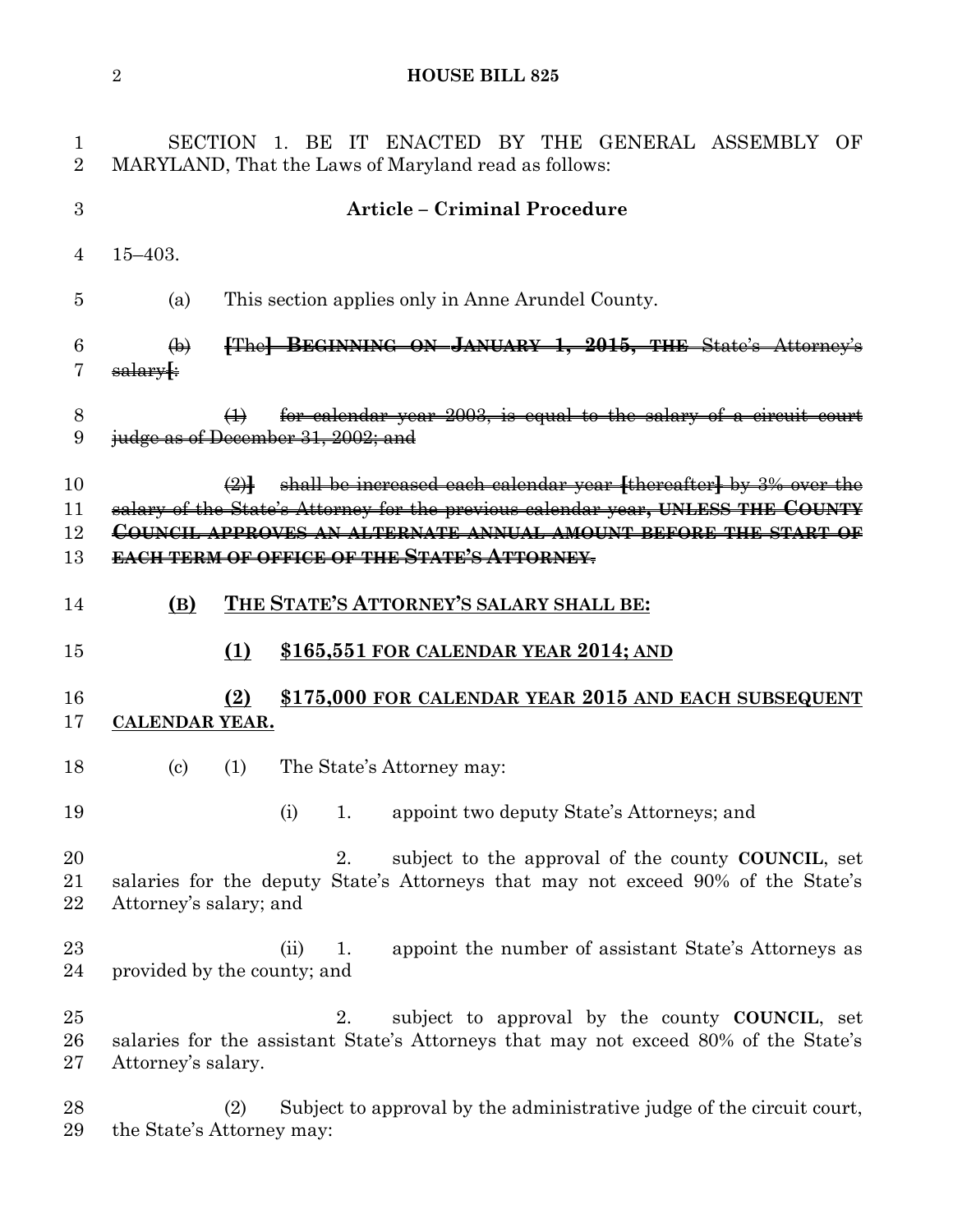SECTION 1. BE IT ENACTED BY THE GENERAL ASSEMBLY OF MARYLAND, That the Laws of Maryland read as follows:

**Article – Criminal Procedure**

15–403.

(a) This section applies only in Anne Arundel County.

~~(b)~~ ~~**[**The**]** BEGINNING ON JANUARY 1, 2015, THE State's Attorney's salary**[**:~~

~~(1) for calendar year 2003, is equal to the salary of a circuit court judge as of December 31, 2002; and~~

~~(2)**]** shall be increased each calendar year **[**thereafter**]** by 3% over the salary of the State's Attorney for the previous calendar year, UNLESS THE COUNTY COUNCIL APPROVES AN ALTERNATE ANNUAL AMOUNT BEFORE THE START OF EACH TERM OF OFFICE OF THE STATE'S ATTORNEY.~~

<u>**(B)** **THE STATE'S ATTORNEY'S SALARY SHALL BE:**</u>

<u>**(1)** **$165,551 FOR CALENDAR YEAR 2014; AND**</u>

<u>**(2)** **$175,000 FOR CALENDAR YEAR 2015 AND EACH SUBSEQUENT CALENDAR YEAR.**</u>

(c) (1) The State's Attorney may:

(i) 1. appoint two deputy State's Attorneys; and

2. subject to the approval of the county **COUNCIL**, set salaries for the deputy State's Attorneys that may not exceed 90% of the State's Attorney's salary; and

(ii) 1. appoint the number of assistant State's Attorneys as provided by the county; and

2. subject to approval by the county **COUNCIL**, set salaries for the assistant State's Attorneys that may not exceed 80% of the State's Attorney's salary.

(2) Subject to approval by the administrative judge of the circuit court, the State's Attorney may: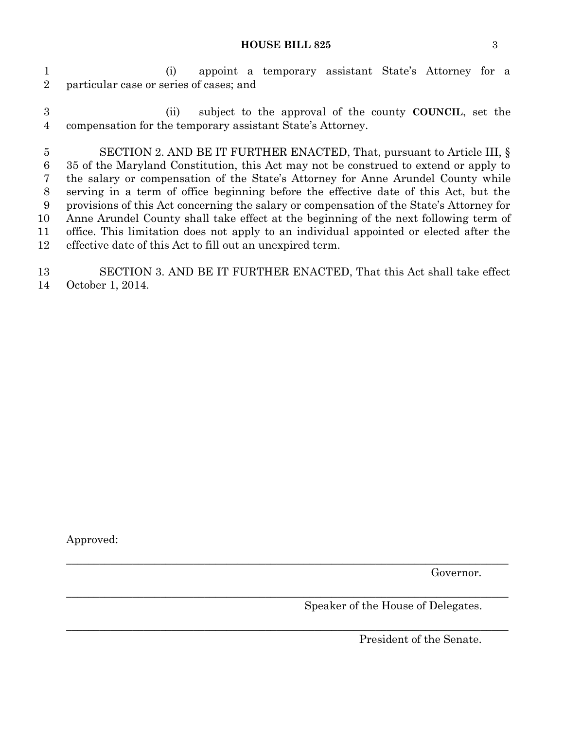(i) appoint a temporary assistant State's Attorney for a particular case or series of cases; and

(ii) subject to the approval of the county **COUNCIL**, set the compensation for the temporary assistant State's Attorney.

SECTION 2. AND BE IT FURTHER ENACTED, That, pursuant to Article III, § 35 of the Maryland Constitution, this Act may not be construed to extend or apply to the salary or compensation of the State's Attorney for Anne Arundel County while serving in a term of office beginning before the effective date of this Act, but the provisions of this Act concerning the salary or compensation of the State's Attorney for Anne Arundel County shall take effect at the beginning of the next following term of office. This limitation does not apply to an individual appointed or elected after the effective date of this Act to fill out an unexpired term.

SECTION 3. AND BE IT FURTHER ENACTED, That this Act shall take effect October 1, 2014.

Approved:

\_\_\_\_\_\_\_\_\_\_\_\_\_\_\_\_\_\_\_\_\_\_\_\_\_\_\_\_\_\_\_\_\_\_\_\_\_\_\_\_\_\_\_\_

Governor.

\_\_\_\_\_\_\_\_\_\_\_\_\_\_\_\_\_\_\_\_\_\_\_\_\_\_\_\_\_\_\_\_\_\_\_\_\_\_\_\_\_\_\_\_

Speaker of the House of Delegates.

\_\_\_\_\_\_\_\_\_\_\_\_\_\_\_\_\_\_\_\_\_\_\_\_\_\_\_\_\_\_\_\_\_\_\_\_\_\_\_\_\_\_\_\_

President of the Senate.